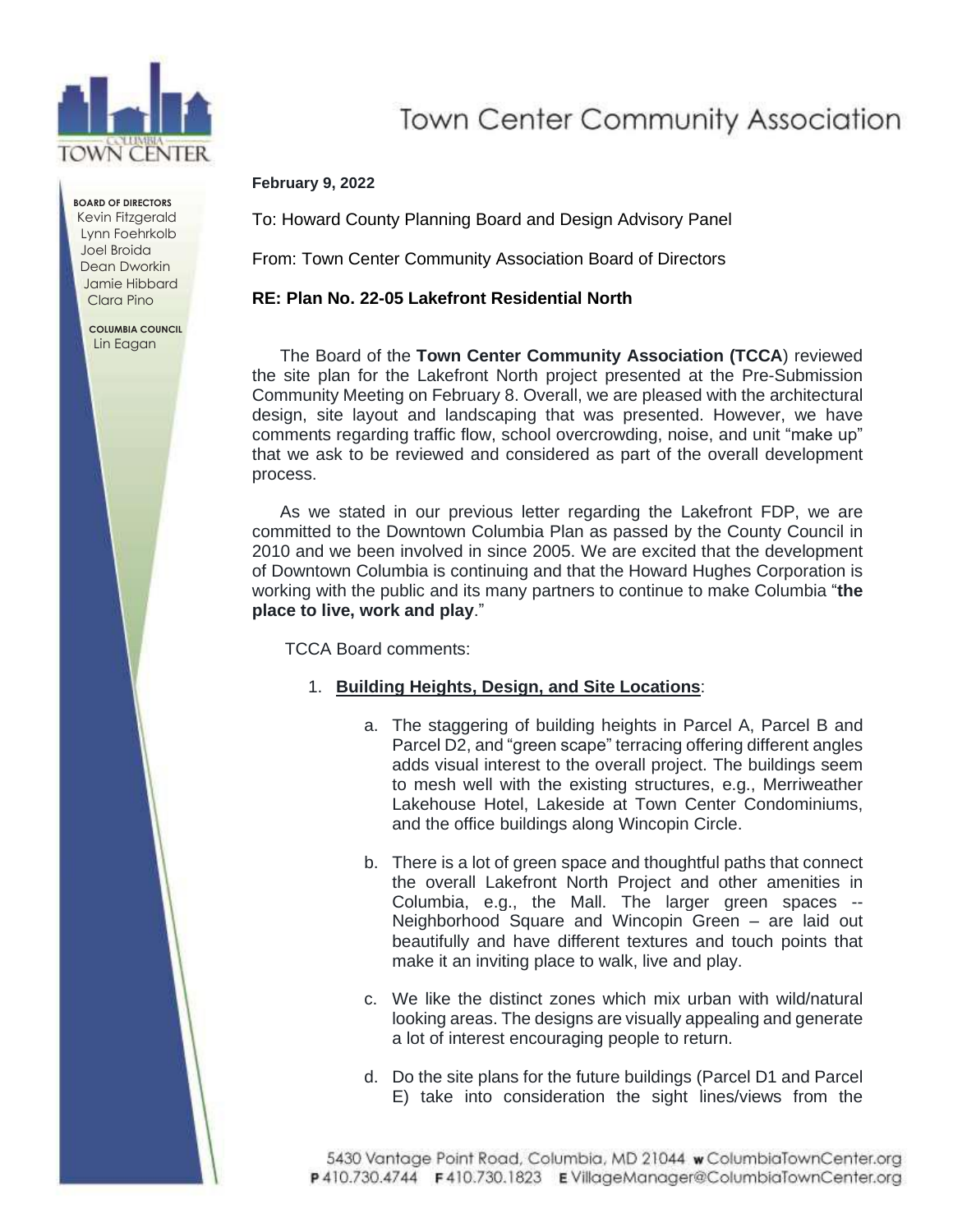# Town Center Community Association

**BOARD OF DIRECTORS**
Kevin Fitzgerald
Lynn Foehrkolb
Joel Broida
Dean Dworkin
Jamie Hibbard
Clara Pino

**COLUMBIA COUNCIL**
Lin Eagan

**February 9, 2022**

To: Howard County Planning Board and Design Advisory Panel

From: Town Center Community Association Board of Directors

**RE: Plan No. 22-05 Lakefront Residential North**

The Board of the **Town Center Community Association (TCCA**) reviewed the site plan for the Lakefront North project presented at the Pre-Submission Community Meeting on February 8. Overall, we are pleased with the architectural design, site layout and landscaping that was presented. However, we have comments regarding traffic flow, school overcrowding, noise, and unit "make up" that we ask to be reviewed and considered as part of the overall development process.

As we stated in our previous letter regarding the Lakefront FDP, we are committed to the Downtown Columbia Plan as passed by the County Council in 2010 and we been involved in since 2005. We are excited that the development of Downtown Columbia is continuing and that the Howard Hughes Corporation is working with the public and its many partners to continue to make Columbia "**the place to live, work and play**."

TCCA Board comments:

1. **Building Heights, Design, and Site Locations**:

    a. The staggering of building heights in Parcel A, Parcel B and Parcel D2, and "green scape" terracing offering different angles adds visual interest to the overall project. The buildings seem to mesh well with the existing structures, e.g., Merriweather Lakehouse Hotel, Lakeside at Town Center Condominiums, and the office buildings along Wincopin Circle.

    b. There is a lot of green space and thoughtful paths that connect the overall Lakefront North Project and other amenities in Columbia, e.g., the Mall. The larger green spaces -- Neighborhood Square and Wincopin Green – are laid out beautifully and have different textures and touch points that make it an inviting place to walk, live and play.

    c. We like the distinct zones which mix urban with wild/natural looking areas. The designs are visually appealing and generate a lot of interest encouraging people to return.

    d. Do the site plans for the future buildings (Parcel D1 and Parcel E) take into consideration the sight lines/views from the

5430 Vantage Point Road, Columbia, MD 21044 **w** ColumbiaTownCenter.org
**P** 410.730.4744 **F** 410.730.1823 **E** VillageManager@ColumbiaTownCenter.org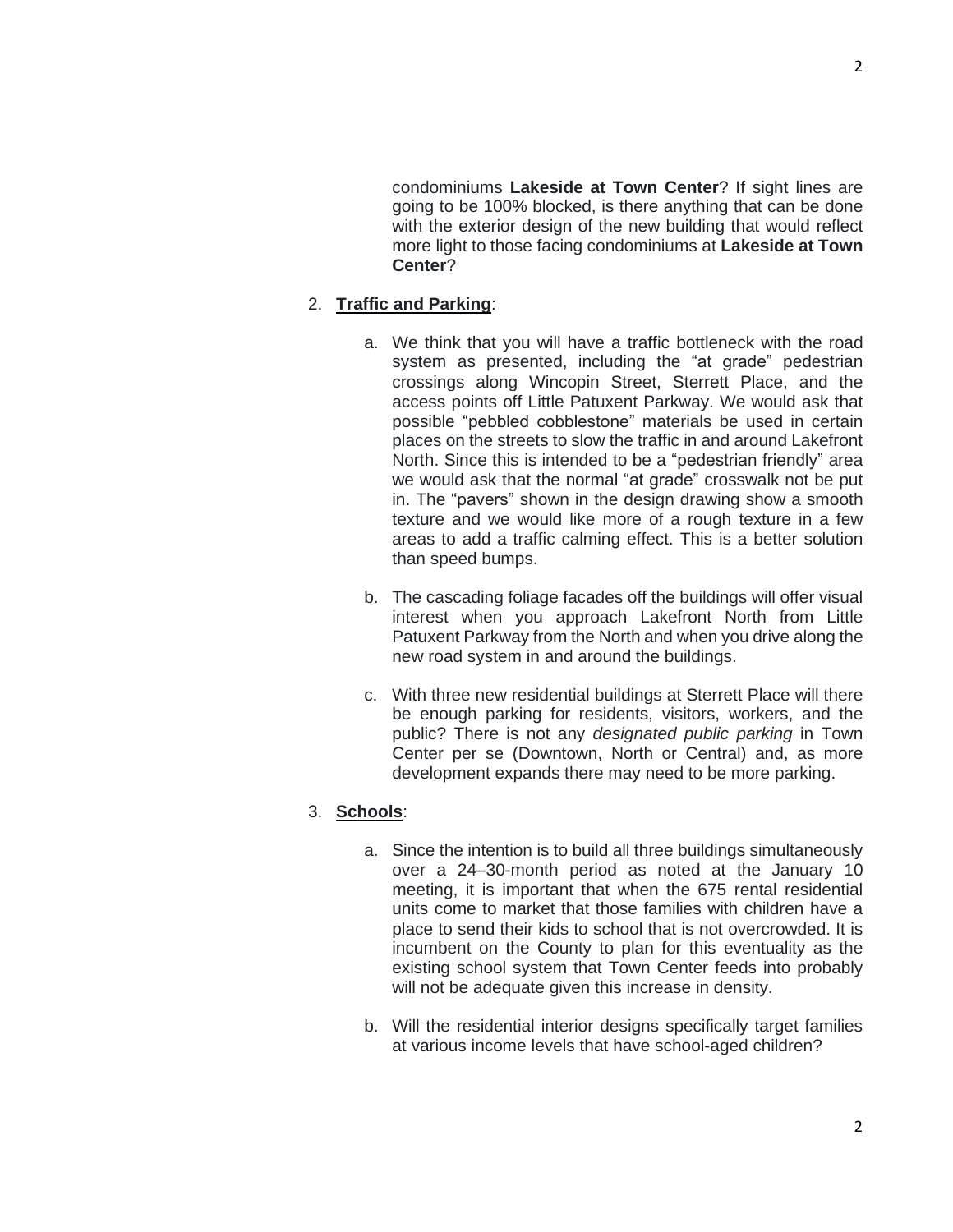condominiums **Lakeside at Town Center**? If sight lines are going to be 100% blocked, is there anything that can be done with the exterior design of the new building that would reflect more light to those facing condominiums at **Lakeside at Town Center**?

2. **Traffic and Parking**:

    a. We think that you will have a traffic bottleneck with the road system as presented, including the "at grade" pedestrian crossings along Wincopin Street, Sterrett Place, and the access points off Little Patuxent Parkway. We would ask that possible "pebbled cobblestone" materials be used in certain places on the streets to slow the traffic in and around Lakefront North. Since this is intended to be a "pedestrian friendly" area we would ask that the normal "at grade" crosswalk not be put in. The "pavers" shown in the design drawing show a smooth texture and we would like more of a rough texture in a few areas to add a traffic calming effect. This is a better solution than speed bumps.

    b. The cascading foliage facades off the buildings will offer visual interest when you approach Lakefront North from Little Patuxent Parkway from the North and when you drive along the new road system in and around the buildings.

    c. With three new residential buildings at Sterrett Place will there be enough parking for residents, visitors, workers, and the public? There is not any *designated public parking* in Town Center per se (Downtown, North or Central) and, as more development expands there may need to be more parking.

3. **Schools**:

    a. Since the intention is to build all three buildings simultaneously over a 24–30-month period as noted at the January 10 meeting, it is important that when the 675 rental residential units come to market that those families with children have a place to send their kids to school that is not overcrowded. It is incumbent on the County to plan for this eventuality as the existing school system that Town Center feeds into probably will not be adequate given this increase in density.

    b. Will the residential interior designs specifically target families at various income levels that have school-aged children?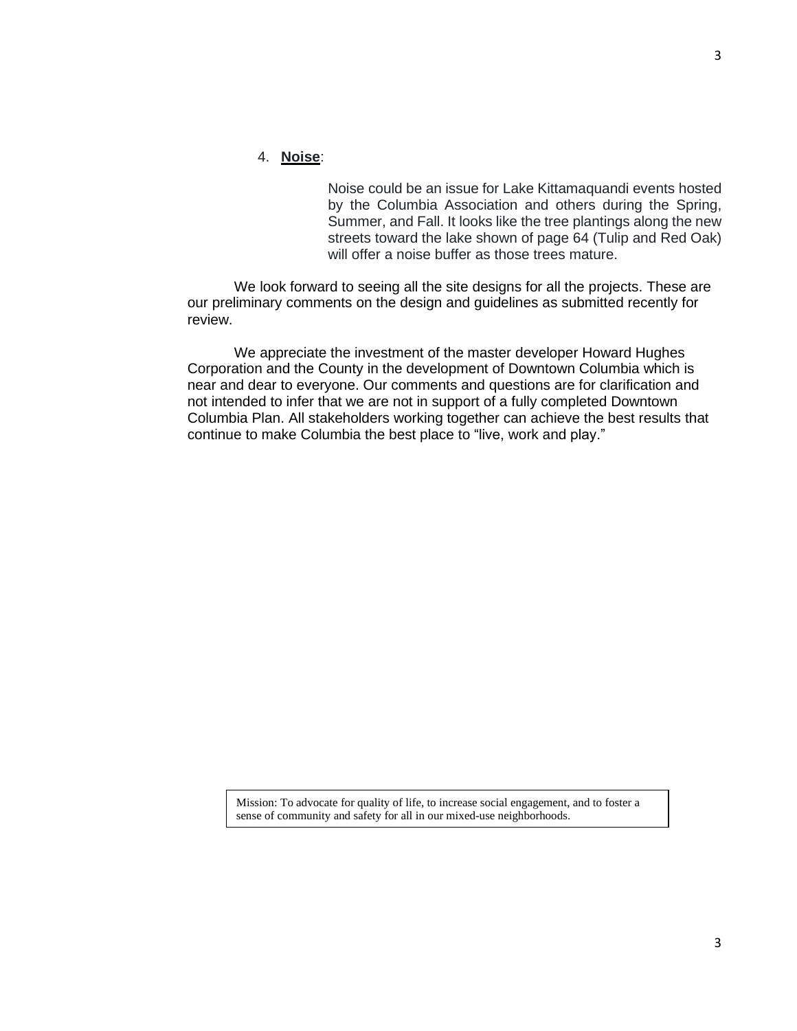4. **Noise**:

   Noise could be an issue for Lake Kittamaquandi events hosted by the Columbia Association and others during the Spring, Summer, and Fall. It looks like the tree plantings along the new streets toward the lake shown of page 64 (Tulip and Red Oak) will offer a noise buffer as those trees mature.

We look forward to seeing all the site designs for all the projects. These are our preliminary comments on the design and guidelines as submitted recently for review.

We appreciate the investment of the master developer Howard Hughes Corporation and the County in the development of Downtown Columbia which is near and dear to everyone. Our comments and questions are for clarification and not intended to infer that we are not in support of a fully completed Downtown Columbia Plan. All stakeholders working together can achieve the best results that continue to make Columbia the best place to "live, work and play."

Mission: To advocate for quality of life, to increase social engagement, and to foster a sense of community and safety for all in our mixed-use neighborhoods.